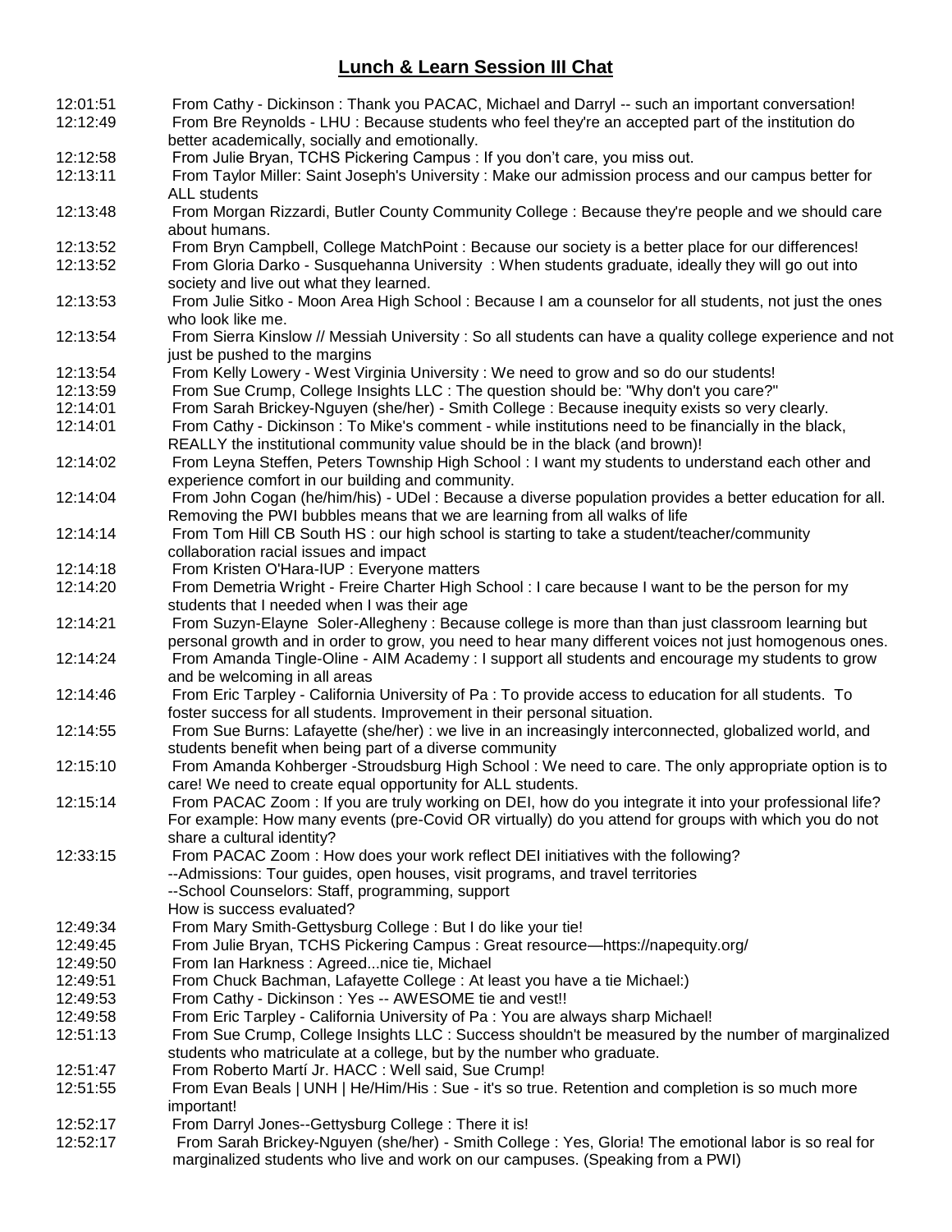# **Lunch & Learn Session III Chat**

| | |
|---|---|
| 12:01:51 | From Cathy - Dickinson : Thank you PACAC, Michael and Darryl -- such an important conversation! |
| 12:12:49 | From Bre Reynolds - LHU : Because students who feel they're an accepted part of the institution do better academically, socially and emotionally. |
| 12:12:58 | From Julie Bryan, TCHS Pickering Campus : If you don't care, you miss out. |
| 12:13:11 | From Taylor Miller: Saint Joseph's University : Make our admission process and our campus better for ALL students |
| 12:13:48 | From Morgan Rizzardi, Butler County Community College : Because they're people and we should care about humans. |
| 12:13:52 | From Bryn Campbell, College MatchPoint : Because our society is a better place for our differences! |
| 12:13:52 | From Gloria Darko - Susquehanna University : When students graduate, ideally they will go out into society and live out what they learned. |
| 12:13:53 | From Julie Sitko - Moon Area High School : Because I am a counselor for all students, not just the ones who look like me. |
| 12:13:54 | From Sierra Kinslow // Messiah University : So all students can have a quality college experience and not just be pushed to the margins |
| 12:13:54 | From Kelly Lowery - West Virginia University : We need to grow and so do our students! |
| 12:13:59 | From Sue Crump, College Insights LLC : The question should be: "Why don't you care?" |
| 12:14:01 | From Sarah Brickey-Nguyen (she/her) - Smith College : Because inequity exists so very clearly. |
| 12:14:01 | From Cathy - Dickinson : To Mike's comment - while institutions need to be financially in the black, REALLY the institutional community value should be in the black (and brown)! |
| 12:14:02 | From Leyna Steffen, Peters Township High School : I want my students to understand each other and experience comfort in our building and community. |
| 12:14:04 | From John Cogan (he/him/his) - UDel : Because a diverse population provides a better education for all. Removing the PWI bubbles means that we are learning from all walks of life |
| 12:14:14 | From Tom Hill CB South HS : our high school is starting to take a student/teacher/community collaboration racial issues and impact |
| 12:14:18 | From Kristen O'Hara-IUP : Everyone matters |
| 12:14:20 | From Demetria Wright - Freire Charter High School : I care because I want to be the person for my students that I needed when I was their age |
| 12:14:21 | From Suzyn-Elayne Soler-Allegheny : Because college is more than than just classroom learning but personal growth and in order to grow, you need to hear many different voices not just homogenous ones. |
| 12:14:24 | From Amanda Tingle-Oline - AIM Academy : I support all students and encourage my students to grow and be welcoming in all areas |
| 12:14:46 | From Eric Tarpley - California University of Pa : To provide access to education for all students. To foster success for all students. Improvement in their personal situation. |
| 12:14:55 | From Sue Burns: Lafayette (she/her) : we live in an increasingly interconnected, globalized world, and students benefit when being part of a diverse community |
| 12:15:10 | From Amanda Kohberger -Stroudsburg High School : We need to care. The only appropriate option is to care! We need to create equal opportunity for ALL students. |
| 12:15:14 | From PACAC Zoom : If you are truly working on DEI, how do you integrate it into your professional life? For example: How many events (pre-Covid OR virtually) do you attend for groups with which you do not share a cultural identity? |
| 12:33:15 | From PACAC Zoom : How does your work reflect DEI initiatives with the following?<br>--Admissions: Tour guides, open houses, visit programs, and travel territories<br>--School Counselors: Staff, programming, support<br>How is success evaluated? |
| 12:49:34 | From Mary Smith-Gettysburg College : But I do like your tie! |
| 12:49:45 | From Julie Bryan, TCHS Pickering Campus : Great resource—https://napequity.org/ |
| 12:49:50 | From Ian Harkness : Agreed...nice tie, Michael |
| 12:49:51 | From Chuck Bachman, Lafayette College : At least you have a tie Michael:) |
| 12:49:53 | From Cathy - Dickinson : Yes -- AWESOME tie and vest!! |
| 12:49:58 | From Eric Tarpley - California University of Pa : You are always sharp Michael! |
| 12:51:13 | From Sue Crump, College Insights LLC : Success shouldn't be measured by the number of marginalized students who matriculate at a college, but by the number who graduate. |
| 12:51:47 | From Roberto Martí Jr. HACC : Well said, Sue Crump! |
| 12:51:55 | From Evan Beals \| UNH \| He/Him/His : Sue - it's so true. Retention and completion is so much more important! |
| 12:52:17 | From Darryl Jones--Gettysburg College : There it is! |
| 12:52:17 | From Sarah Brickey-Nguyen (she/her) - Smith College : Yes, Gloria! The emotional labor is so real for marginalized students who live and work on our campuses. (Speaking from a PWI) |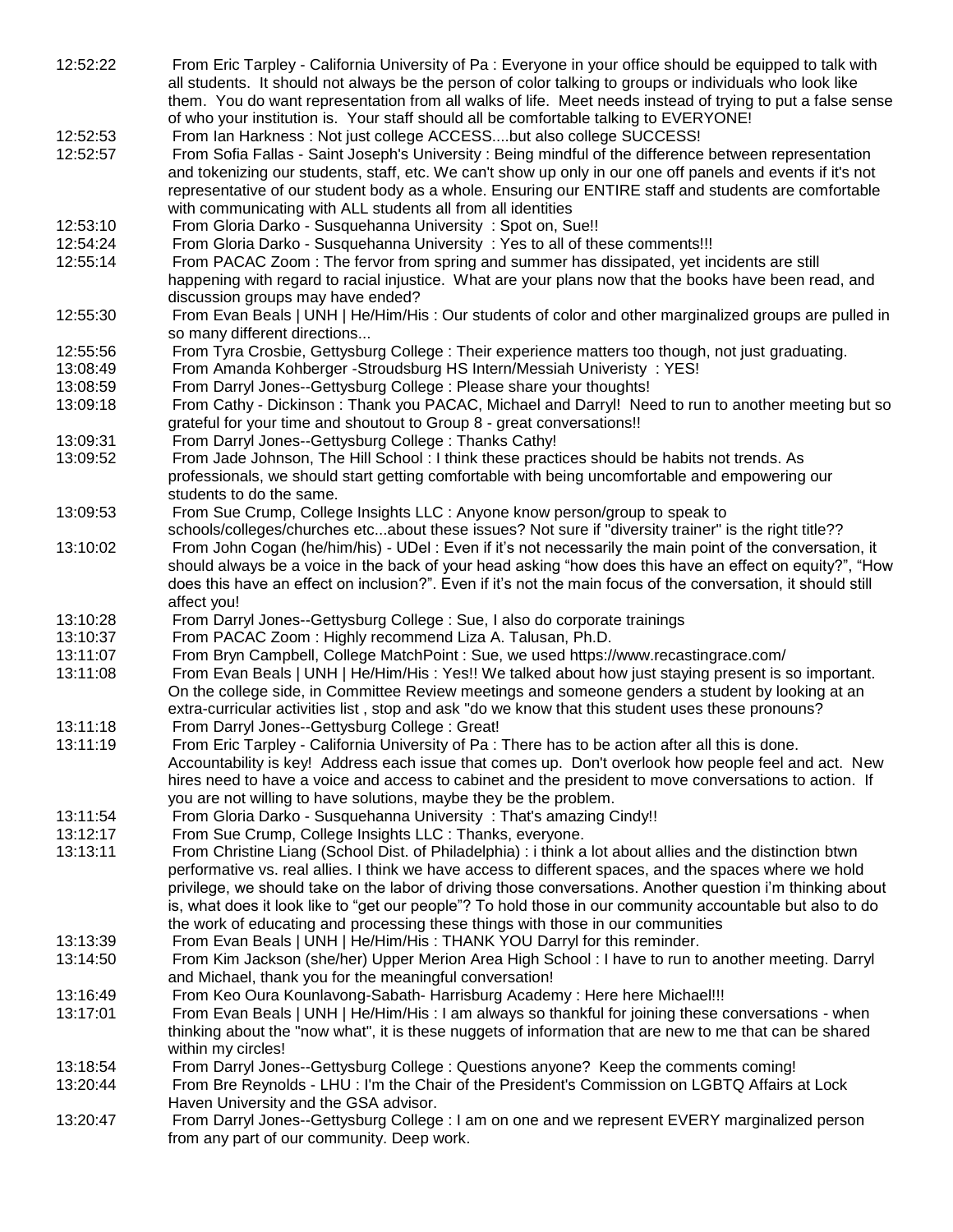12:52:22 From Eric Tarpley - California University of Pa : Everyone in your office should be equipped to talk with all students. It should not always be the person of color talking to groups or individuals who look like them. You do want representation from all walks of life. Meet needs instead of trying to put a false sense of who your institution is. Your staff should all be comfortable talking to EVERYONE!

12:52:53 From Ian Harkness : Not just college ACCESS....but also college SUCCESS!

12:52:57 From Sofia Fallas - Saint Joseph's University : Being mindful of the difference between representation and tokenizing our students, staff, etc. We can't show up only in our one off panels and events if it's not representative of our student body as a whole. Ensuring our ENTIRE staff and students are comfortable with communicating with ALL students all from all identities

12:53:10 From Gloria Darko - Susquehanna University : Spot on, Sue!!

12:54:24 From Gloria Darko - Susquehanna University : Yes to all of these comments!!!

12:55:14 From PACAC Zoom : The fervor from spring and summer has dissipated, yet incidents are still happening with regard to racial injustice. What are your plans now that the books have been read, and discussion groups may have ended?

12:55:30 From Evan Beals | UNH | He/Him/His : Our students of color and other marginalized groups are pulled in so many different directions...

12:55:56 From Tyra Crosbie, Gettysburg College : Their experience matters too though, not just graduating.

13:08:49 From Amanda Kohberger -Stroudsburg HS Intern/Messiah Univeristy : YES!

13:08:59 From Darryl Jones--Gettysburg College : Please share your thoughts!

13:09:18 From Cathy - Dickinson : Thank you PACAC, Michael and Darryl! Need to run to another meeting but so grateful for your time and shoutout to Group 8 - great conversations!!

13:09:31 From Darryl Jones--Gettysburg College : Thanks Cathy!

13:09:52 From Jade Johnson, The Hill School : I think these practices should be habits not trends. As professionals, we should start getting comfortable with being uncomfortable and empowering our students to do the same.

13:09:53 From Sue Crump, College Insights LLC : Anyone know person/group to speak to schools/colleges/churches etc...about these issues? Not sure if "diversity trainer" is the right title??

13:10:02 From John Cogan (he/him/his) - UDel : Even if it's not necessarily the main point of the conversation, it should always be a voice in the back of your head asking "how does this have an effect on equity?", "How does this have an effect on inclusion?". Even if it's not the main focus of the conversation, it should still affect you!

13:10:28 From Darryl Jones--Gettysburg College : Sue, I also do corporate trainings

13:10:37 From PACAC Zoom : Highly recommend Liza A. Talusan, Ph.D.

13:11:07 From Bryn Campbell, College MatchPoint : Sue, we used https://www.recastingrace.com/

13:11:08 From Evan Beals | UNH | He/Him/His : Yes!! We talked about how just staying present is so important. On the college side, in Committee Review meetings and someone genders a student by looking at an extra-curricular activities list , stop and ask "do we know that this student uses these pronouns?

13:11:18 From Darryl Jones--Gettysburg College : Great!

13:11:19 From Eric Tarpley - California University of Pa : There has to be action after all this is done. Accountability is key! Address each issue that comes up. Don't overlook how people feel and act. New hires need to have a voice and access to cabinet and the president to move conversations to action. If you are not willing to have solutions, maybe they be the problem.

13:11:54 From Gloria Darko - Susquehanna University : That's amazing Cindy!!

13:12:17 From Sue Crump, College Insights LLC : Thanks, everyone.

13:13:11 From Christine Liang (School Dist. of Philadelphia) : i think a lot about allies and the distinction btwn performative vs. real allies. I think we have access to different spaces, and the spaces where we hold privilege, we should take on the labor of driving those conversations. Another question i'm thinking about is, what does it look like to "get our people"? To hold those in our community accountable but also to do the work of educating and processing these things with those in our communities

13:13:39 From Evan Beals | UNH | He/Him/His : THANK YOU Darryl for this reminder.

13:14:50 From Kim Jackson (she/her) Upper Merion Area High School : I have to run to another meeting. Darryl and Michael, thank you for the meaningful conversation!

13:16:49 From Keo Oura Kounlavong-Sabath- Harrisburg Academy : Here here Michael!!!

13:17:01 From Evan Beals | UNH | He/Him/His : I am always so thankful for joining these conversations - when thinking about the "now what", it is these nuggets of information that are new to me that can be shared within my circles!

13:18:54 From Darryl Jones--Gettysburg College : Questions anyone? Keep the comments coming!

13:20:44 From Bre Reynolds - LHU : I'm the Chair of the President's Commission on LGBTQ Affairs at Lock Haven University and the GSA advisor.

13:20:47 From Darryl Jones--Gettysburg College : I am on one and we represent EVERY marginalized person from any part of our community. Deep work.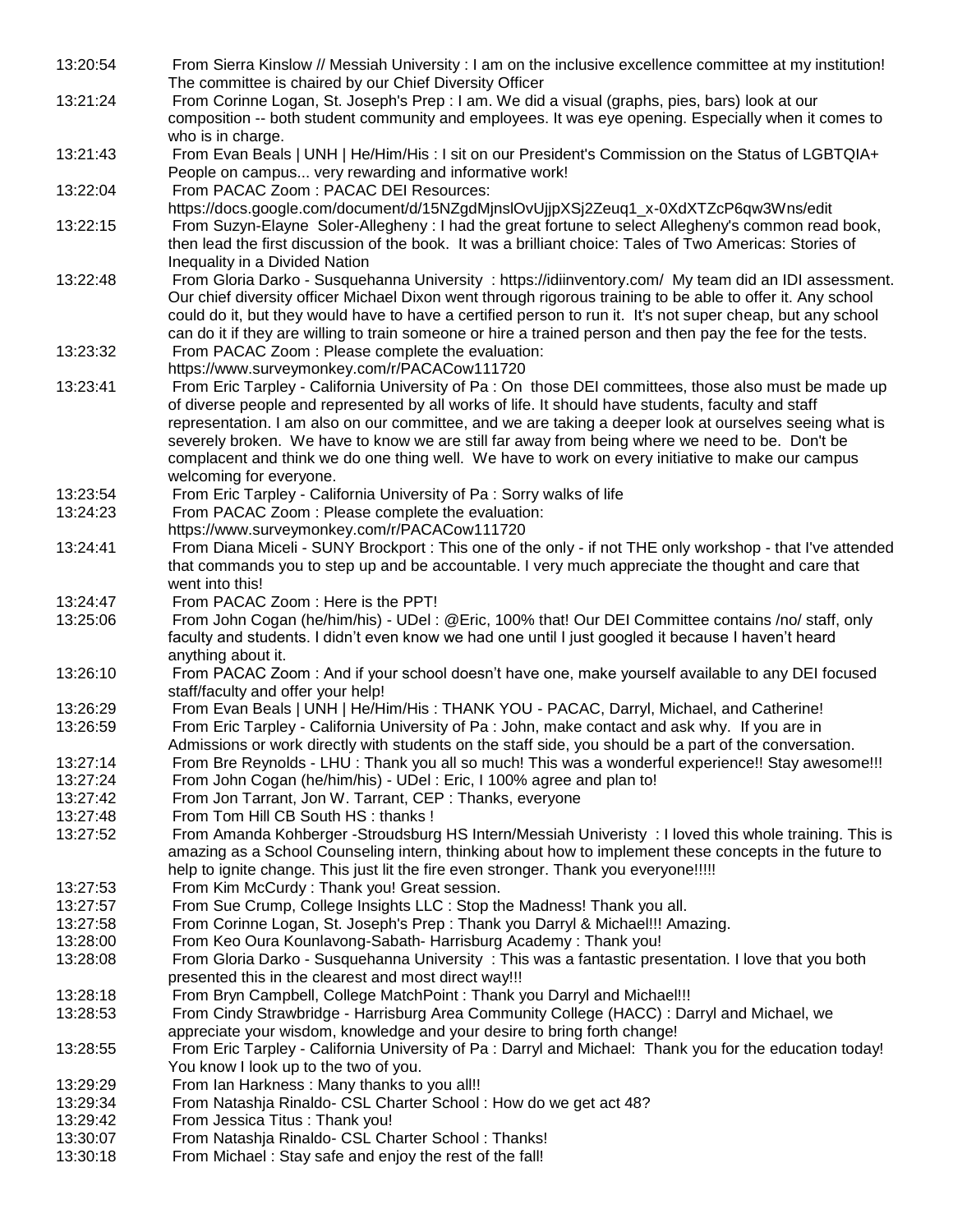13:20:54 From Sierra Kinslow // Messiah University : I am on the inclusive excellence committee at my institution! The committee is chaired by our Chief Diversity Officer

13:21:24 From Corinne Logan, St. Joseph's Prep : I am. We did a visual (graphs, pies, bars) look at our composition -- both student community and employees. It was eye opening. Especially when it comes to who is in charge.

13:21:43 From Evan Beals | UNH | He/Him/His : I sit on our President's Commission on the Status of LGBTQIA+ People on campus... very rewarding and informative work!

13:22:04 From PACAC Zoom : PACAC DEI Resources: https://docs.google.com/document/d/15NZgdMjnslOvUjjpXSj2Zeuq1_x-0XdXTZcP6qw3Wns/edit

13:22:15 From Suzyn-Elayne Soler-Allegheny : I had the great fortune to select Allegheny's common read book, then lead the first discussion of the book. It was a brilliant choice: Tales of Two Americas: Stories of Inequality in a Divided Nation

13:22:48 From Gloria Darko - Susquehanna University : https://idiinventory.com/ My team did an IDI assessment. Our chief diversity officer Michael Dixon went through rigorous training to be able to offer it. Any school could do it, but they would have to have a certified person to run it. It's not super cheap, but any school can do it if they are willing to train someone or hire a trained person and then pay the fee for the tests.

13:23:32 From PACAC Zoom : Please complete the evaluation: https://www.surveymonkey.com/r/PACACow111720

13:23:41 From Eric Tarpley - California University of Pa : On those DEI committees, those also must be made up of diverse people and represented by all works of life. It should have students, faculty and staff representation. I am also on our committee, and we are taking a deeper look at ourselves seeing what is severely broken. We have to know we are still far away from being where we need to be. Don't be complacent and think we do one thing well. We have to work on every initiative to make our campus welcoming for everyone.

13:23:54 From Eric Tarpley - California University of Pa : Sorry walks of life

13:24:23 From PACAC Zoom : Please complete the evaluation: https://www.surveymonkey.com/r/PACACow111720

13:24:41 From Diana Miceli - SUNY Brockport : This one of the only - if not THE only workshop - that I've attended that commands you to step up and be accountable. I very much appreciate the thought and care that went into this!

13:24:47 From PACAC Zoom : Here is the PPT!

13:25:06 From John Cogan (he/him/his) - UDel : @Eric, 100% that! Our DEI Committee contains /no/ staff, only faculty and students. I didn't even know we had one until I just googled it because I haven't heard anything about it.

13:26:10 From PACAC Zoom : And if your school doesn't have one, make yourself available to any DEI focused staff/faculty and offer your help!

13:26:29 From Evan Beals | UNH | He/Him/His : THANK YOU - PACAC, Darryl, Michael, and Catherine!

13:26:59 From Eric Tarpley - California University of Pa : John, make contact and ask why. If you are in Admissions or work directly with students on the staff side, you should be a part of the conversation.

13:27:14 From Bre Reynolds - LHU : Thank you all so much! This was a wonderful experience!! Stay awesome!!!

13:27:24 From John Cogan (he/him/his) - UDel : Eric, I 100% agree and plan to!

13:27:42 From Jon Tarrant, Jon W. Tarrant, CEP : Thanks, everyone

13:27:48 From Tom Hill CB South HS : thanks !

13:27:52 From Amanda Kohberger -Stroudsburg HS Intern/Messiah Univeristy : I loved this whole training. This is amazing as a School Counseling intern, thinking about how to implement these concepts in the future to help to ignite change. This just lit the fire even stronger. Thank you everyone!!!!!

13:27:53 From Kim McCurdy : Thank you! Great session.

13:27:57 From Sue Crump, College Insights LLC : Stop the Madness! Thank you all.

13:27:58 From Corinne Logan, St. Joseph's Prep : Thank you Darryl & Michael!!! Amazing.

13:28:00 From Keo Oura Kounlavong-Sabath- Harrisburg Academy : Thank you!

13:28:08 From Gloria Darko - Susquehanna University : This was a fantastic presentation. I love that you both presented this in the clearest and most direct way!!!

13:28:18 From Bryn Campbell, College MatchPoint : Thank you Darryl and Michael!!!

13:28:53 From Cindy Strawbridge - Harrisburg Area Community College (HACC) : Darryl and Michael, we appreciate your wisdom, knowledge and your desire to bring forth change!

13:28:55 From Eric Tarpley - California University of Pa : Darryl and Michael: Thank you for the education today! You know I look up to the two of you.

13:29:29 From Ian Harkness : Many thanks to you all!!

13:29:34 From Natashja Rinaldo- CSL Charter School : How do we get act 48?

13:29:42 From Jessica Titus : Thank you!

13:30:07 From Natashja Rinaldo- CSL Charter School : Thanks!

13:30:18 From Michael : Stay safe and enjoy the rest of the fall!